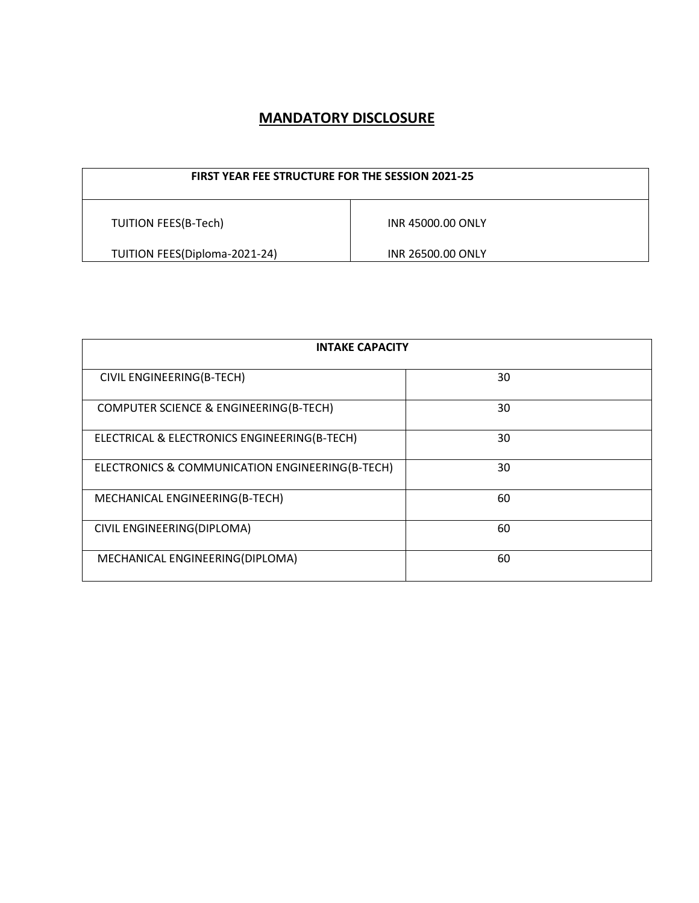# MANDATORY DISCLOSURE

| FIRST YEAR FEE STRUCTURE FOR THE SESSION 2021-25 | |
|---|---|
| TUITION FEES(B-Tech) | INR 45000.00 ONLY |
| TUITION FEES(Diploma-2021-24) | INR 26500.00 ONLY |

| INTAKE CAPACITY | |
|---|---|
| CIVIL ENGINEERING(B-TECH) | 30 |
| COMPUTER SCIENCE & ENGINEERING(B-TECH) | 30 |
| ELECTRICAL & ELECTRONICS ENGINEERING(B-TECH) | 30 |
| ELECTRONICS & COMMUNICATION ENGINEERING(B-TECH) | 30 |
| MECHANICAL ENGINEERING(B-TECH) | 60 |
| CIVIL ENGINEERING(DIPLOMA) | 60 |
| MECHANICAL ENGINEERING(DIPLOMA) | 60 |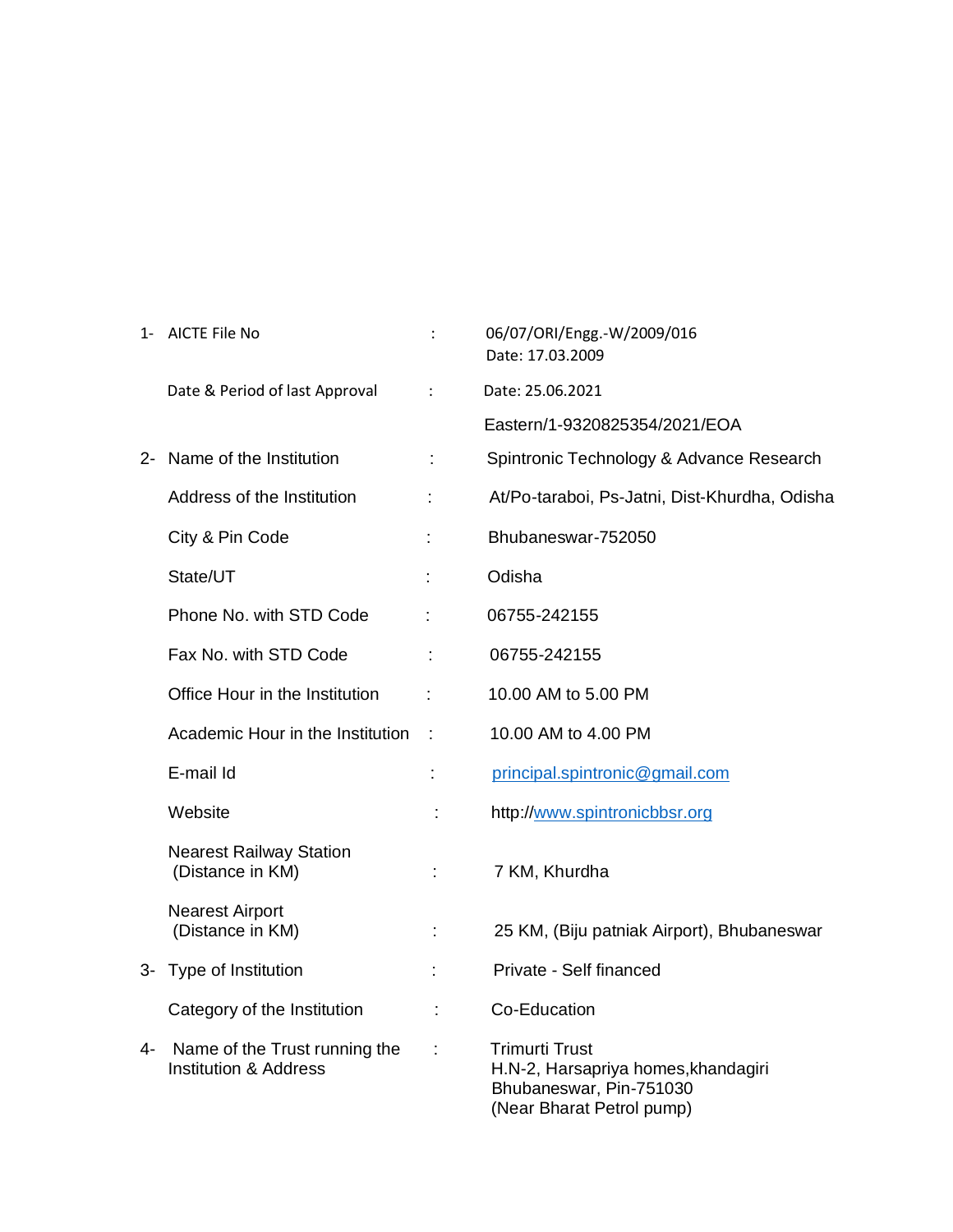| | | | |
|---|---|---|---|
| 1- | AICTE File No | : | 06/07/ORI/Engg.-W/2009/016<br>Date: 17.03.2009 |
| | Date & Period of last Approval | : | Date: 25.06.2021 |
| | | | Eastern/1-9320825354/2021/EOA |
| 2- | Name of the Institution | : | Spintronic Technology & Advance Research |
| | Address of the Institution | : | At/Po-taraboi, Ps-Jatni, Dist-Khurdha, Odisha |
| | City & Pin Code | : | Bhubaneswar-752050 |
| | State/UT | : | Odisha |
| | Phone No. with STD Code | : | 06755-242155 |
| | Fax No. with STD Code | : | 06755-242155 |
| | Office Hour in the Institution | : | 10.00 AM to 5.00 PM |
| | Academic Hour in the Institution | : | 10.00 AM to 4.00 PM |
| | E-mail Id | : | principal.spintronic@gmail.com |
| | Website | : | http://www.spintronicbbsr.org |
| | Nearest Railway Station (Distance in KM) | : | 7 KM, Khurdha |
| | Nearest Airport (Distance in KM) | : | 25 KM, (Biju patniak Airport), Bhubaneswar |
| 3- | Type of Institution | : | Private - Self financed |
| | Category of the Institution | : | Co-Education |
| 4- | Name of the Trust running the Institution & Address | : | Trimurti Trust<br>H.N-2, Harsapriya homes,khandagiri<br>Bhubaneswar, Pin-751030<br>(Near Bharat Petrol pump) |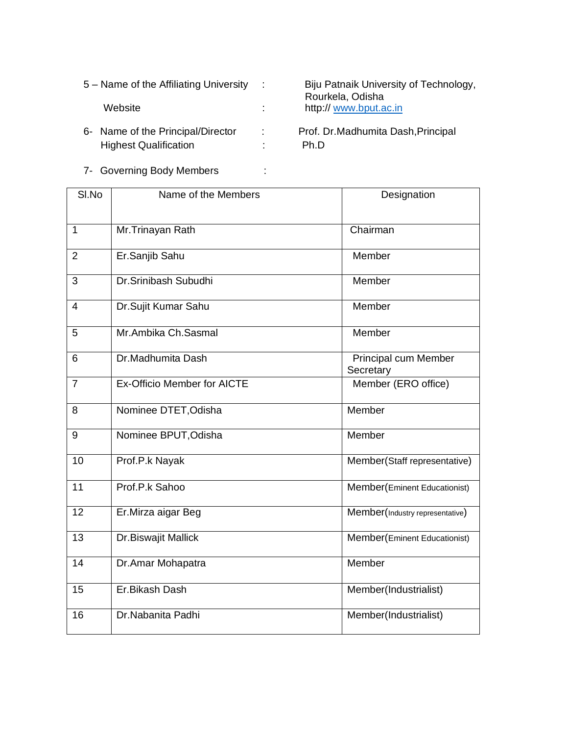5 – Name of the Affiliating University : Biju Patnaik University of Technology, Rourkela, Odisha

Website : http:// [www.bput.ac.in](http://www.bput.ac.in)

6- Name of the Principal/Director : Prof. Dr.Madhumita Dash,Principal

Highest Qualification : Ph.D

7- Governing Body Members :

| Sl.No | Name of the Members | Designation |
|---|---|---|
| 1 | Mr.Trinayan Rath | Chairman |
| 2 | Er.Sanjib Sahu | Member |
| 3 | Dr.Srinibash Subudhi | Member |
| 4 | Dr.Sujit Kumar Sahu | Member |
| 5 | Mr.Ambika Ch.Sasmal | Member |
| 6 | Dr.Madhumita Dash | Principal cum Member Secretary |
| 7 | Ex-Officio Member for AICTE | Member (ERO office) |
| 8 | Nominee DTET,Odisha | Member |
| 9 | Nominee BPUT,Odisha | Member |
| 10 | Prof.P.k Nayak | Member(Staff representative) |
| 11 | Prof.P.k Sahoo | Member(Eminent Educationist) |
| 12 | Er.Mirza aigar Beg | Member(Industry representative) |
| 13 | Dr.Biswajit Mallick | Member(Eminent Educationist) |
| 14 | Dr.Amar Mohapatra | Member |
| 15 | Er.Bikash Dash | Member(Industrialist) |
| 16 | Dr.Nabanita Padhi | Member(Industrialist) |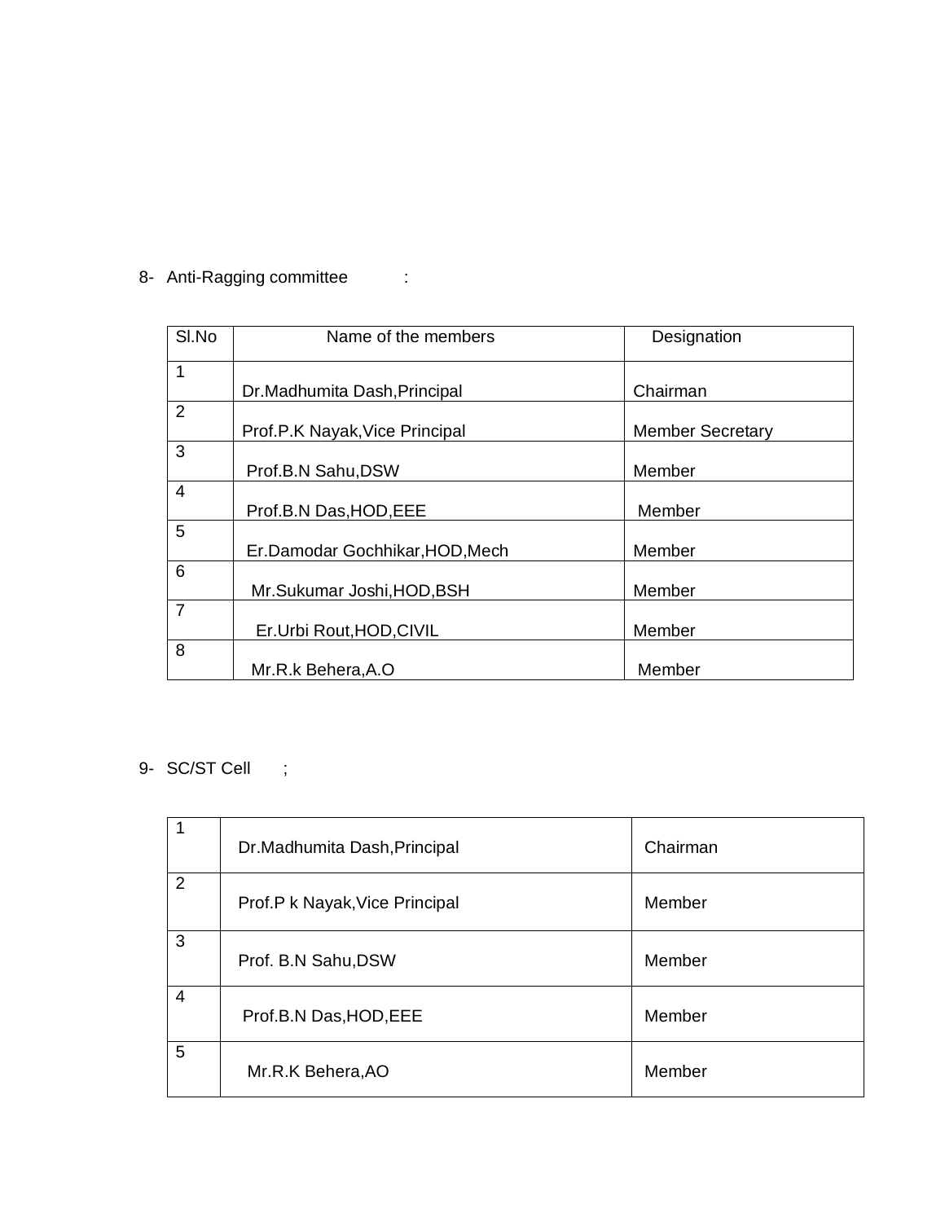8- Anti-Ragging committee :

| Sl.No | Name of the members | Designation |
|---|---|---|
| 1 | Dr.Madhumita Dash,Principal | Chairman |
| 2 | Prof.P.K Nayak,Vice Principal | Member Secretary |
| 3 | Prof.B.N Sahu,DSW | Member |
| 4 | Prof.B.N Das,HOD,EEE | Member |
| 5 | Er.Damodar Gochhikar,HOD,Mech | Member |
| 6 | Mr.Sukumar Joshi,HOD,BSH | Member |
| 7 | Er.Urbi Rout,HOD,CIVIL | Member |
| 8 | Mr.R.k Behera,A.O | Member |

9- SC/ST Cell ;

| | | |
|---|---|---|
| 1 | Dr.Madhumita Dash,Principal | Chairman |
| 2 | Prof.P k Nayak,Vice Principal | Member |
| 3 | Prof. B.N Sahu,DSW | Member |
| 4 | Prof.B.N Das,HOD,EEE | Member |
| 5 | Mr.R.K Behera,AO | Member |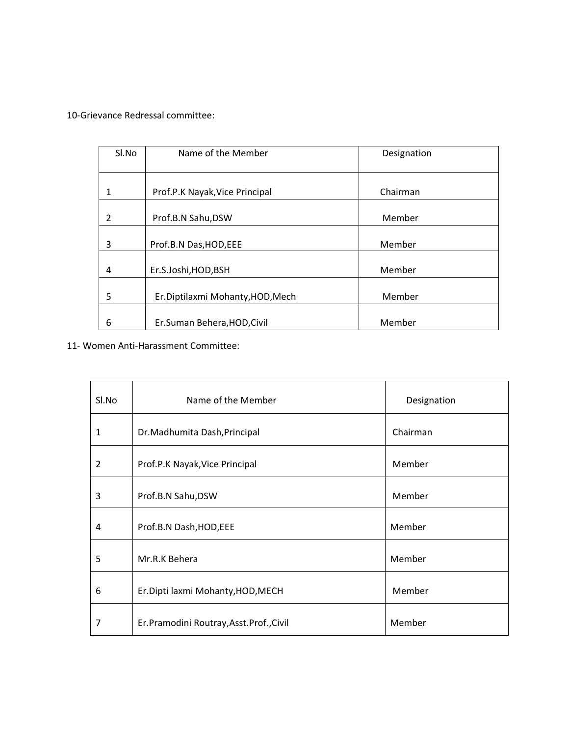10-Grievance Redressal committee:

| Sl.No | Name of the Member | Designation |
|---|---|---|
| 1 | Prof.P.K Nayak,Vice Principal | Chairman |
| 2 | Prof.B.N Sahu,DSW | Member |
| 3 | Prof.B.N Das,HOD,EEE | Member |
| 4 | Er.S.Joshi,HOD,BSH | Member |
| 5 | Er.Diptilaxmi Mohanty,HOD,Mech | Member |
| 6 | Er.Suman Behera,HOD,Civil | Member |

11- Women Anti-Harassment Committee:

| Sl.No | Name of the Member | Designation |
|---|---|---|
| 1 | Dr.Madhumita Dash,Principal | Chairman |
| 2 | Prof.P.K Nayak,Vice Principal | Member |
| 3 | Prof.B.N Sahu,DSW | Member |
| 4 | Prof.B.N Dash,HOD,EEE | Member |
| 5 | Mr.R.K Behera | Member |
| 6 | Er.Dipti laxmi Mohanty,HOD,MECH | Member |
| 7 | Er.Pramodini Routray,Asst.Prof.,Civil | Member |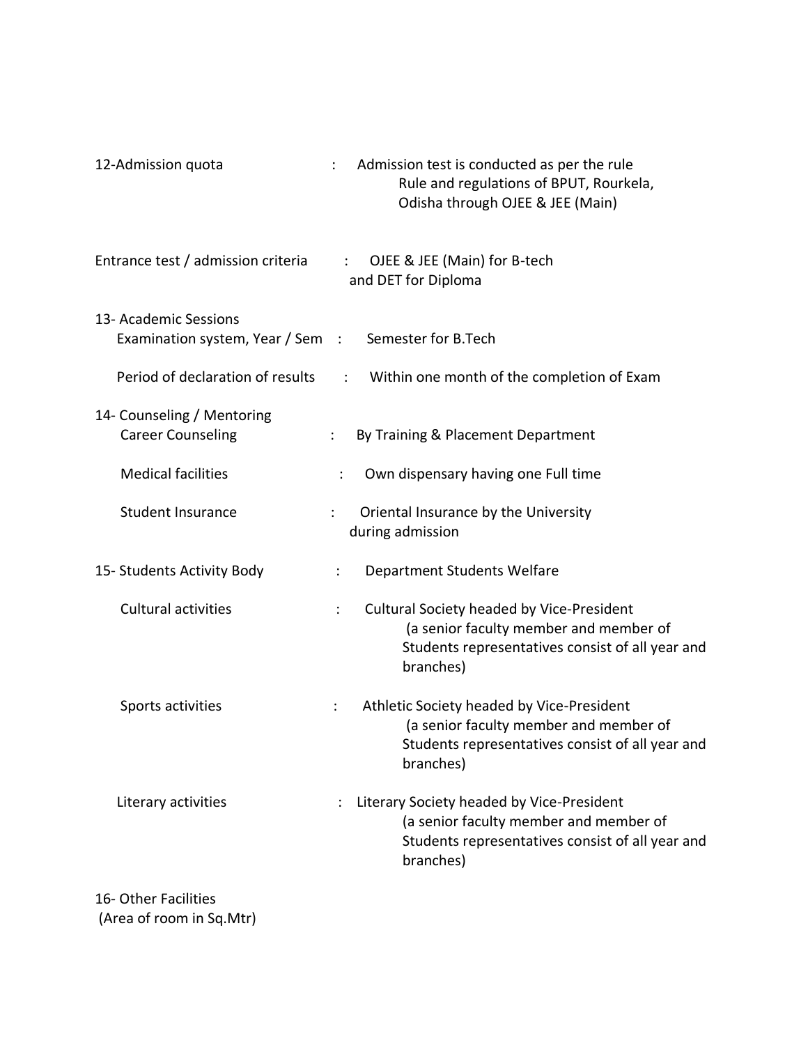12-Admission quota : Admission test is conducted as per the rule Rule and regulations of BPUT, Rourkela, Odisha through OJEE & JEE (Main)

Entrance test / admission criteria : OJEE & JEE (Main) for B-tech and DET for Diploma

13- Academic Sessions

Examination system, Year / Sem : Semester for B.Tech

Period of declaration of results : Within one month of the completion of Exam

14- Counseling / Mentoring

Career Counseling : By Training & Placement Department

Medical facilities : Own dispensary having one Full time

Student Insurance : Oriental Insurance by the University during admission

15- Students Activity Body : Department Students Welfare

Cultural activities : Cultural Society headed by Vice-President (a senior faculty member and member of Students representatives consist of all year and branches)

Sports activities : Athletic Society headed by Vice-President (a senior faculty member and member of Students representatives consist of all year and branches)

Literary activities : Literary Society headed by Vice-President (a senior faculty member and member of Students representatives consist of all year and branches)

16- Other Facilities

(Area of room in Sq.Mtr)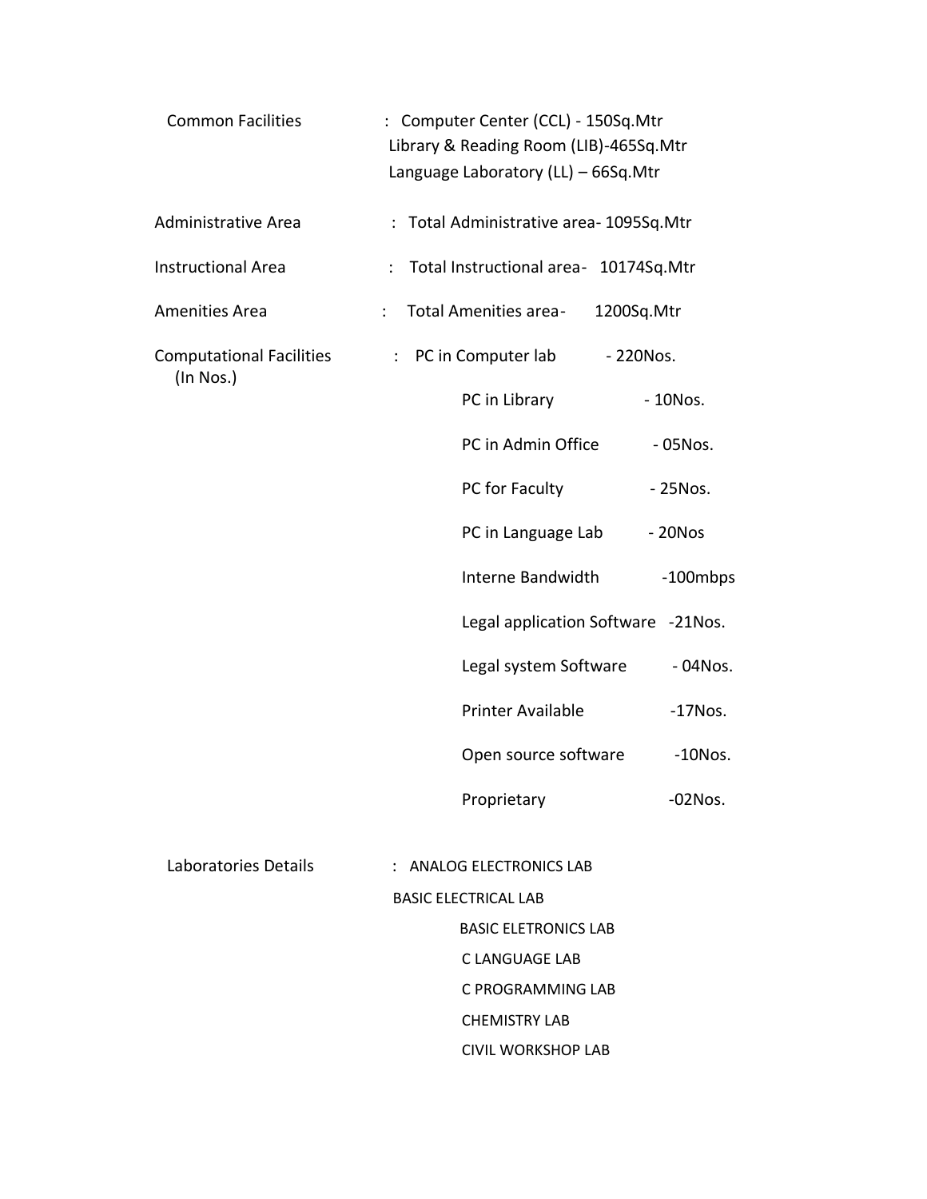| | | |
|---|---|---|
| Common Facilities | : Computer Center (CCL) - 150Sq.Mtr<br>Library & Reading Room (LIB)-465Sq.Mtr<br>Language Laboratory (LL) – 66Sq.Mtr | |
| Administrative Area | : Total Administrative area- 1095Sq.Mtr | |
| Instructional Area | : Total Instructional area- 10174Sq.Mtr | |
| Amenities Area | : Total Amenities area- 1200Sq.Mtr | |
| Computational Facilities (In Nos.) | : PC in Computer lab | - 220Nos. |
| | PC in Library | - 10Nos. |
| | PC in Admin Office | - 05Nos. |
| | PC for Faculty | - 25Nos. |
| | PC in Language Lab | - 20Nos |
| | Interne Bandwidth | -100mbps |
| | Legal application Software | -21Nos. |
| | Legal system Software | - 04Nos. |
| | Printer Available | -17Nos. |
| | Open source software | -10Nos. |
| | Proprietary | -02Nos. |

Laboratories Details : ANALOG ELECTRONICS LAB

BASIC ELECTRICAL LAB

BASIC ELETRONICS LAB

C LANGUAGE LAB

C PROGRAMMING LAB

CHEMISTRY LAB

CIVIL WORKSHOP LAB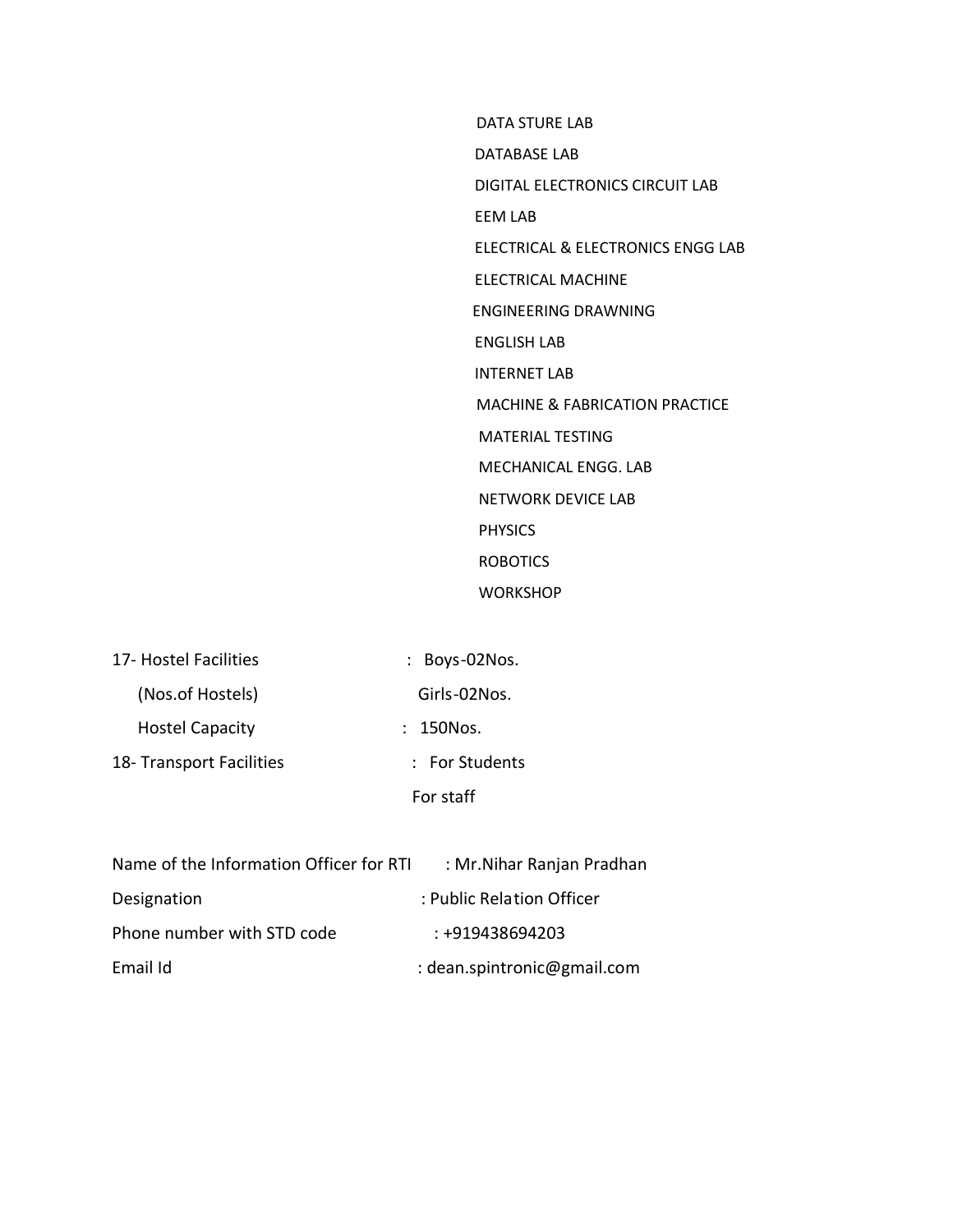DATA STURE LAB
DATABASE LAB
DIGITAL ELECTRONICS CIRCUIT LAB
EEM LAB
ELECTRICAL & ELECTRONICS ENGG LAB
ELECTRICAL MACHINE
ENGINEERING DRAWNING
ENGLISH LAB
INTERNET LAB
MACHINE & FABRICATION PRACTICE
MATERIAL TESTING
MECHANICAL ENGG. LAB
NETWORK DEVICE LAB
PHYSICS
ROBOTICS
WORKSHOP

17- Hostel Facilities : Boys-02Nos.
(Nos.of Hostels) Girls-02Nos.
Hostel Capacity : 150Nos.

18- Transport Facilities : For Students
For staff

Name of the Information Officer for RTI : Mr.Nihar Ranjan Pradhan
Designation : Public Relation Officer
Phone number with STD code : +919438694203
Email Id : dean.spintronic@gmail.com